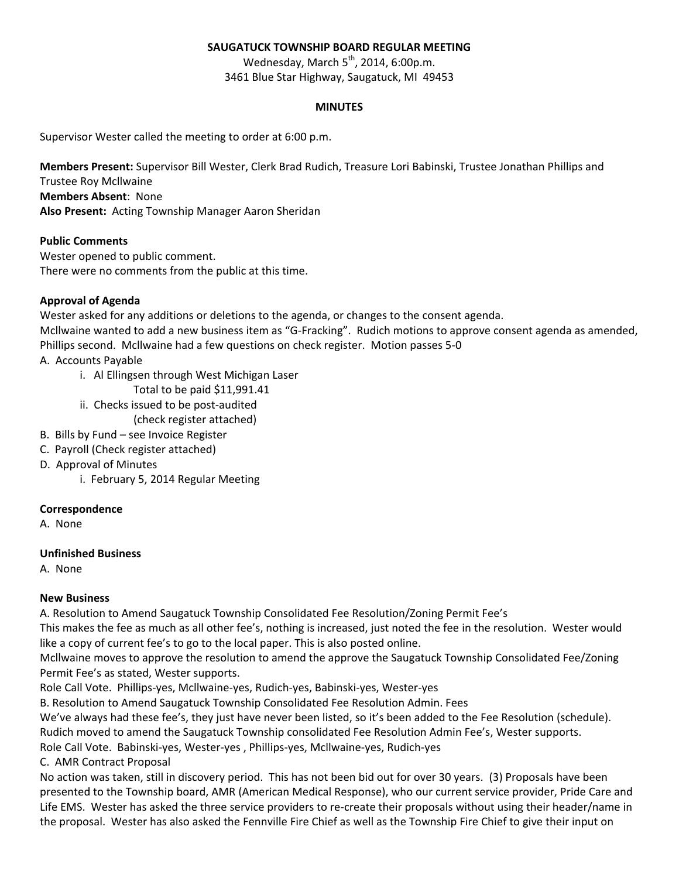**SAUGATUCK TOWNSHIP BOARD REGULAR MEETING**

Wednesday, March 5th, 2014, 6:00p.m.
3461 Blue Star Highway, Saugatuck, MI 49453

**MINUTES**

Supervisor Wester called the meeting to order at 6:00 p.m.

**Members Present:** Supervisor Bill Wester, Clerk Brad Rudich, Treasure Lori Babinski, Trustee Jonathan Phillips and Trustee Roy Mcllwaine
**Members Absent**: None
**Also Present:** Acting Township Manager Aaron Sheridan

**Public Comments**
Wester opened to public comment.
There were no comments from the public at this time.

**Approval of Agenda**
Wester asked for any additions or deletions to the agenda, or changes to the consent agenda.
Mcllwaine wanted to add a new business item as "G-Fracking". Rudich motions to approve consent agenda as amended, Phillips second. Mcllwaine had a few questions on check register. Motion passes 5-0

A. Accounts Payable
  i. Al Ellingsen through West Michigan Laser
     Total to be paid $11,991.41
  ii. Checks issued to be post-audited
     (check register attached)
B. Bills by Fund – see Invoice Register
C. Payroll (Check register attached)
D. Approval of Minutes
  i. February 5, 2014 Regular Meeting

**Correspondence**
A. None

**Unfinished Business**
A. None

**New Business**
A. Resolution to Amend Saugatuck Township Consolidated Fee Resolution/Zoning Permit Fee's
This makes the fee as much as all other fee's, nothing is increased, just noted the fee in the resolution. Wester would like a copy of current fee's to go to the local paper. This is also posted online.
Mcllwaine moves to approve the resolution to amend the approve the Saugatuck Township Consolidated Fee/Zoning Permit Fee's as stated, Wester supports.
Role Call Vote. Phillips-yes, Mcllwaine-yes, Rudich-yes, Babinski-yes, Wester-yes
B. Resolution to Amend Saugatuck Township Consolidated Fee Resolution Admin. Fees
We've always had these fee's, they just have never been listed, so it's been added to the Fee Resolution (schedule).
Rudich moved to amend the Saugatuck Township consolidated Fee Resolution Admin Fee's, Wester supports.
Role Call Vote. Babinski-yes, Wester-yes , Phillips-yes, Mcllwaine-yes, Rudich-yes
C. AMR Contract Proposal
No action was taken, still in discovery period. This has not been bid out for over 30 years. (3) Proposals have been presented to the Township board, AMR (American Medical Response), who our current service provider, Pride Care and Life EMS. Wester has asked the three service providers to re-create their proposals without using their header/name in the proposal. Wester has also asked the Fennville Fire Chief as well as the Township Fire Chief to give their input on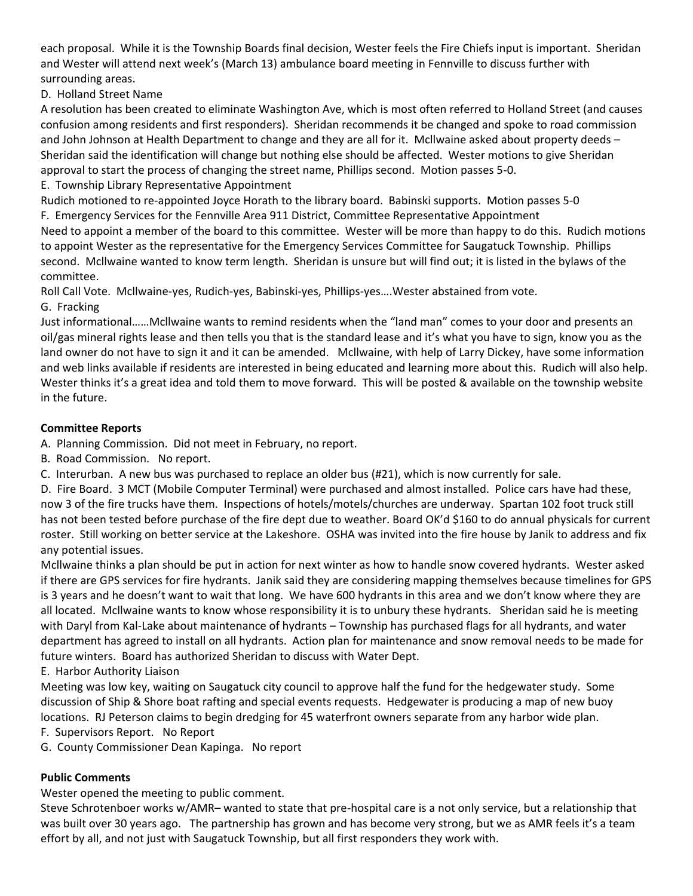each proposal. While it is the Township Boards final decision, Wester feels the Fire Chiefs input is important. Sheridan and Wester will attend next week's (March 13) ambulance board meeting in Fennville to discuss further with surrounding areas.

D. Holland Street Name

A resolution has been created to eliminate Washington Ave, which is most often referred to Holland Street (and causes confusion among residents and first responders). Sheridan recommends it be changed and spoke to road commission and John Johnson at Health Department to change and they are all for it. Mcllwaine asked about property deeds – Sheridan said the identification will change but nothing else should be affected. Wester motions to give Sheridan approval to start the process of changing the street name, Phillips second. Motion passes 5-0.

E. Township Library Representative Appointment

Rudich motioned to re-appointed Joyce Horath to the library board. Babinski supports. Motion passes 5-0

F. Emergency Services for the Fennville Area 911 District, Committee Representative Appointment

Need to appoint a member of the board to this committee. Wester will be more than happy to do this. Rudich motions to appoint Wester as the representative for the Emergency Services Committee for Saugatuck Township. Phillips second. Mcllwaine wanted to know term length. Sheridan is unsure but will find out; it is listed in the bylaws of the committee.

Roll Call Vote. Mcllwaine-yes, Rudich-yes, Babinski-yes, Phillips-yes….Wester abstained from vote.

G. Fracking

Just informational……Mcllwaine wants to remind residents when the "land man" comes to your door and presents an oil/gas mineral rights lease and then tells you that is the standard lease and it's what you have to sign, know you as the land owner do not have to sign it and it can be amended. Mcllwaine, with help of Larry Dickey, have some information and web links available if residents are interested in being educated and learning more about this. Rudich will also help. Wester thinks it's a great idea and told them to move forward. This will be posted & available on the township website in the future.

**Committee Reports**

A. Planning Commission. Did not meet in February, no report.

B. Road Commission. No report.

C. Interurban. A new bus was purchased to replace an older bus (#21), which is now currently for sale.

D. Fire Board. 3 MCT (Mobile Computer Terminal) were purchased and almost installed. Police cars have had these, now 3 of the fire trucks have them. Inspections of hotels/motels/churches are underway. Spartan 102 foot truck still has not been tested before purchase of the fire dept due to weather. Board OK'd $160 to do annual physicals for current roster. Still working on better service at the Lakeshore. OSHA was invited into the fire house by Janik to address and fix any potential issues.

Mcllwaine thinks a plan should be put in action for next winter as how to handle snow covered hydrants. Wester asked if there are GPS services for fire hydrants. Janik said they are considering mapping themselves because timelines for GPS is 3 years and he doesn't want to wait that long. We have 600 hydrants in this area and we don't know where they are all located. Mcllwaine wants to know whose responsibility it is to unbury these hydrants. Sheridan said he is meeting with Daryl from Kal-Lake about maintenance of hydrants – Township has purchased flags for all hydrants, and water department has agreed to install on all hydrants. Action plan for maintenance and snow removal needs to be made for future winters. Board has authorized Sheridan to discuss with Water Dept.

E. Harbor Authority Liaison

Meeting was low key, waiting on Saugatuck city council to approve half the fund for the hedgewater study. Some discussion of Ship & Shore boat rafting and special events requests. Hedgewater is producing a map of new buoy locations. RJ Peterson claims to begin dredging for 45 waterfront owners separate from any harbor wide plan.

F. Supervisors Report. No Report

G. County Commissioner Dean Kapinga. No report

**Public Comments**

Wester opened the meeting to public comment.

Steve Schrotenboer works w/AMR– wanted to state that pre-hospital care is a not only service, but a relationship that was built over 30 years ago. The partnership has grown and has become very strong, but we as AMR feels it's a team effort by all, and not just with Saugatuck Township, but all first responders they work with.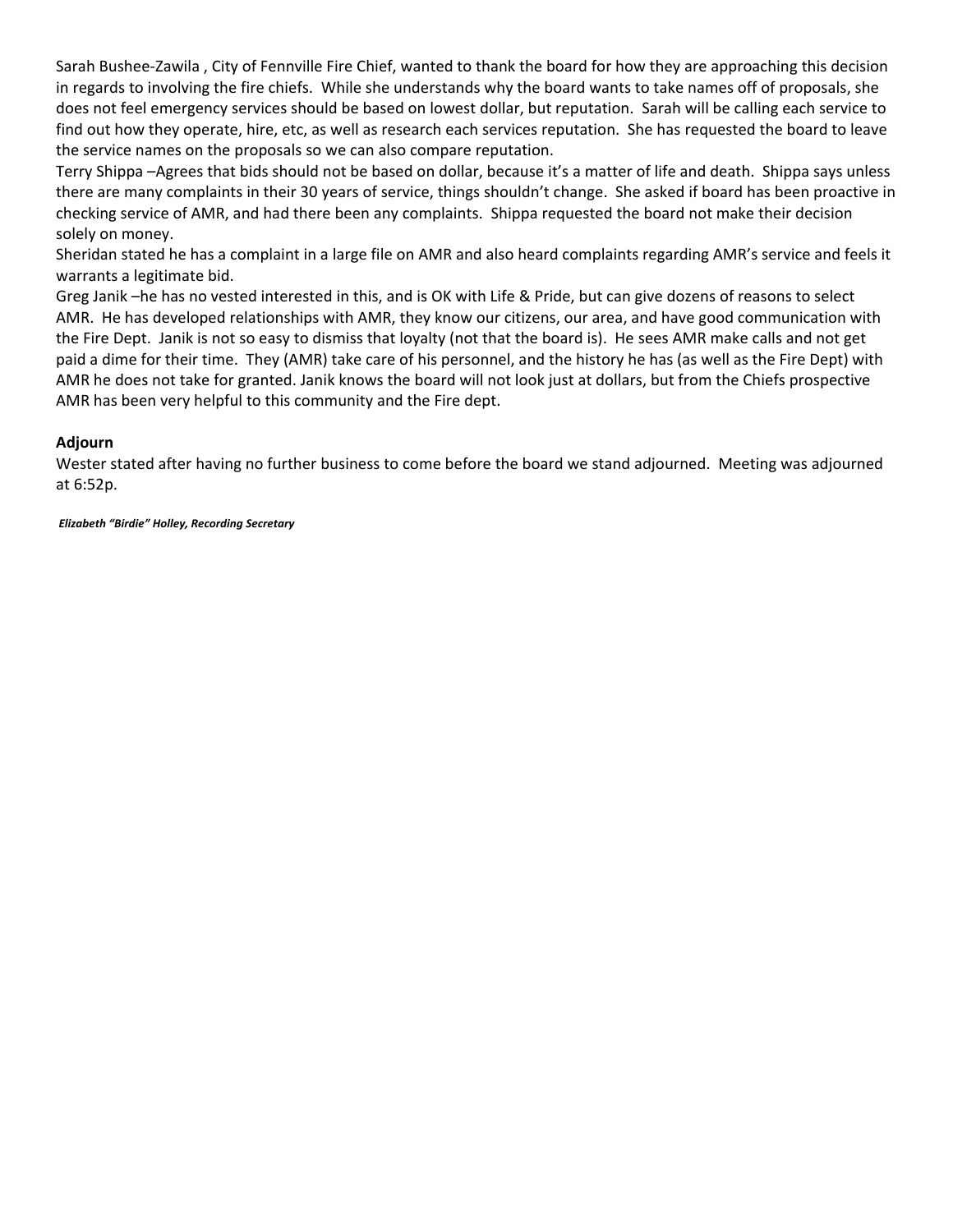Sarah Bushee-Zawila , City of Fennville Fire Chief, wanted to thank the board for how they are approaching this decision in regards to involving the fire chiefs. While she understands why the board wants to take names off of proposals, she does not feel emergency services should be based on lowest dollar, but reputation. Sarah will be calling each service to find out how they operate, hire, etc, as well as research each services reputation. She has requested the board to leave the service names on the proposals so we can also compare reputation.

Terry Shippa –Agrees that bids should not be based on dollar, because it's a matter of life and death. Shippa says unless there are many complaints in their 30 years of service, things shouldn't change. She asked if board has been proactive in checking service of AMR, and had there been any complaints. Shippa requested the board not make their decision solely on money.

Sheridan stated he has a complaint in a large file on AMR and also heard complaints regarding AMR's service and feels it warrants a legitimate bid.

Greg Janik –he has no vested interested in this, and is OK with Life & Pride, but can give dozens of reasons to select AMR. He has developed relationships with AMR, they know our citizens, our area, and have good communication with the Fire Dept. Janik is not so easy to dismiss that loyalty (not that the board is). He sees AMR make calls and not get paid a dime for their time. They (AMR) take care of his personnel, and the history he has (as well as the Fire Dept) with AMR he does not take for granted. Janik knows the board will not look just at dollars, but from the Chiefs prospective AMR has been very helpful to this community and the Fire dept.

**Adjourn**

Wester stated after having no further business to come before the board we stand adjourned. Meeting was adjourned at 6:52p.

***Elizabeth "Birdie" Holley, Recording Secretary***